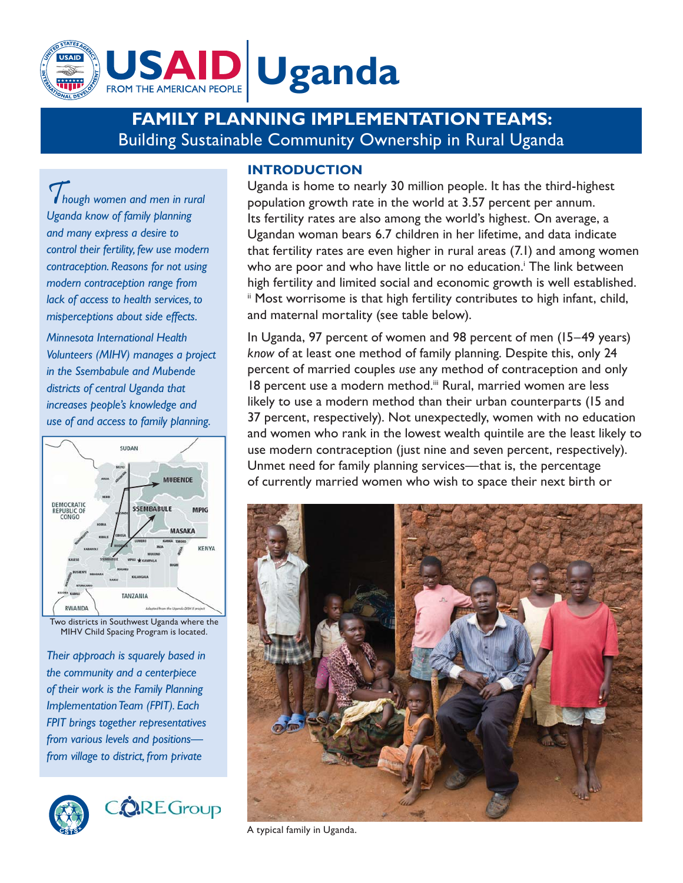# USAID Uganda

FROM THE AMERICAN PEOPLE

## FAMILY PLANNING IMPLEMENTATION TEAMS:
Building Sustainable Community Ownership in Rural Uganda

*Though women and men in rural Uganda know of family planning and many express a desire to control their fertility, few use modern contraception. Reasons for not using modern contraception range from lack of access to health services, to misperceptions about side effects.*

*Minnesota International Health Volunteers (MIHV) manages a project in the Ssembabule and Mubende districts of central Uganda that increases people's knowledge and use of and access to family planning.*

Two districts in Southwest Uganda where the MIHV Child Spacing Program is located.

*Their approach is squarely based in the community and a centerpiece of their work is the Family Planning Implementation Team (FPIT). Each FPIT brings together representatives from various levels and positions—from village to district, from private*

CORE Group

### INTRODUCTION

Uganda is home to nearly 30 million people. It has the third-highest population growth rate in the world at 3.57 percent per annum. Its fertility rates are also among the world's highest. On average, a Ugandan woman bears 6.7 children in her lifetime, and data indicate that fertility rates are even higher in rural areas (7.1) and among women who are poor and who have little or no education.[i] The link between high fertility and limited social and economic growth is well established.[ii] Most worrisome is that high fertility contributes to high infant, child, and maternal mortality (see table below).

In Uganda, 97 percent of women and 98 percent of men (15–49 years) *know* of at least one method of family planning. Despite this, only 24 percent of married couples *use* any method of contraception and only 18 percent use a modern method.[iii] Rural, married women are less likely to use a modern method than their urban counterparts (15 and 37 percent, respectively). Not unexpectedly, women with no education and women who rank in the lowest wealth quintile are the least likely to use modern contraception (just nine and seven percent, respectively). Unmet need for family planning services—that is, the percentage of currently married women who wish to space their next birth or

A typical family in Uganda.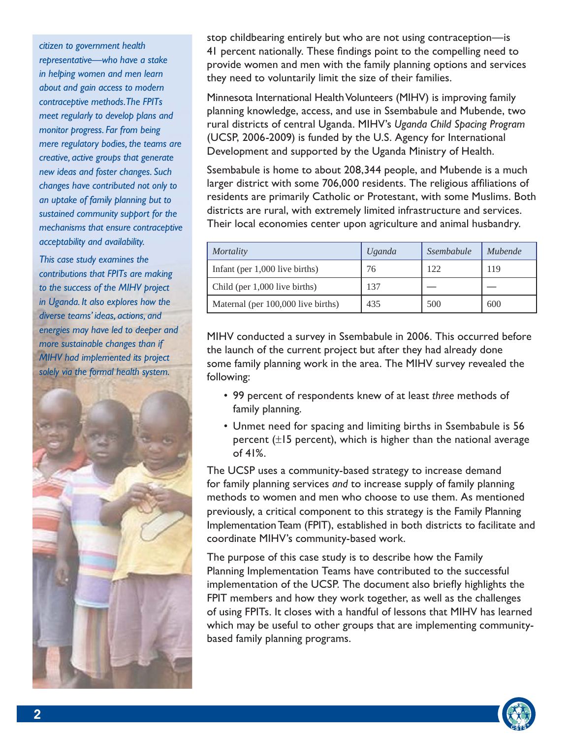*citizen to government health representative—who have a stake in helping women and men learn about and gain access to modern contraceptive methods. The FPITs meet regularly to develop plans and monitor progress. Far from being mere regulatory bodies, the teams are creative, active groups that generate new ideas and foster changes. Such changes have contributed not only to an uptake of family planning but to sustained community support for the mechanisms that ensure contraceptive acceptability and availability.*

*This case study examines the contributions that FPITs are making to the success of the MIHV project in Uganda. It also explores how the diverse teams' ideas, actions, and energies may have led to deeper and more sustainable changes than if MIHV had implemented its project solely via the formal health system.*

stop childbearing entirely but who are not using contraception—is 41 percent nationally. These findings point to the compelling need to provide women and men with the family planning options and services they need to voluntarily limit the size of their families.

Minnesota International Health Volunteers (MIHV) is improving family planning knowledge, access, and use in Ssembabule and Mubende, two rural districts of central Uganda. MIHV's *Uganda Child Spacing Program* (UCSP, 2006-2009) is funded by the U.S. Agency for International Development and supported by the Uganda Ministry of Health.

Ssembabule is home to about 208,344 people, and Mubende is a much larger district with some 706,000 residents. The religious affiliations of residents are primarily Catholic or Protestant, with some Muslims. Both districts are rural, with extremely limited infrastructure and services. Their local economies center upon agriculture and animal husbandry.

| *Mortality* | *Uganda* | *Ssembabule* | *Mubende* |
|---|---|---|---|
| Infant (per 1,000 live births) | 76 | 122 | 119 |
| Child (per 1,000 live births) | 137 | — | — |
| Maternal (per 100,000 live births) | 435 | 500 | 600 |

MIHV conducted a survey in Ssembabule in 2006. This occurred before the launch of the current project but after they had already done some family planning work in the area. The MIHV survey revealed the following:

- 99 percent of respondents knew of at least *three* methods of family planning.
- Unmet need for spacing and limiting births in Ssembabule is 56 percent (±15 percent), which is higher than the national average of 41%.

The UCSP uses a community-based strategy to increase demand for family planning services *and* to increase supply of family planning methods to women and men who choose to use them. As mentioned previously, a critical component to this strategy is the Family Planning Implementation Team (FPIT), established in both districts to facilitate and coordinate MIHV's community-based work.

The purpose of this case study is to describe how the Family Planning Implementation Teams have contributed to the successful implementation of the UCSP. The document also briefly highlights the FPIT members and how they work together, as well as the challenges of using FPITs. It closes with a handful of lessons that MIHV has learned which may be useful to other groups that are implementing community-based family planning programs.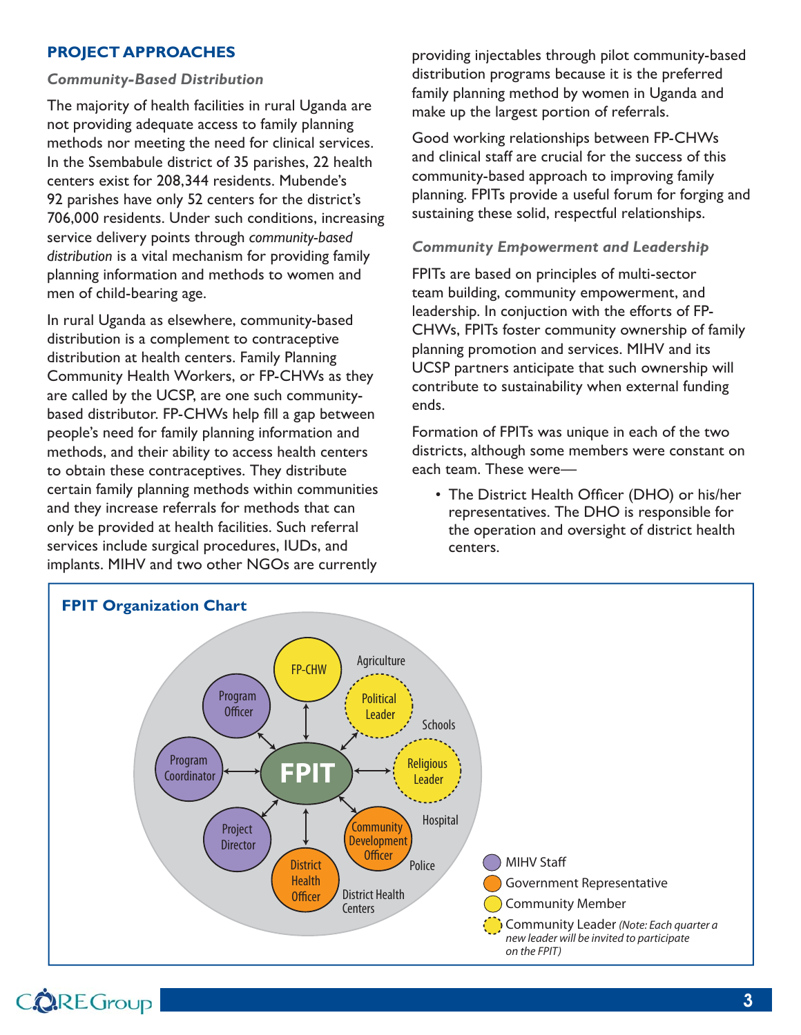## PROJECT APPROACHES

### *Community-Based Distribution*

The majority of health facilities in rural Uganda are not providing adequate access to family planning methods nor meeting the need for clinical services. In the Ssembabule district of 35 parishes, 22 health centers exist for 208,344 residents. Mubende's 92 parishes have only 52 centers for the district's 706,000 residents. Under such conditions, increasing service delivery points through *community-based distribution* is a vital mechanism for providing family planning information and methods to women and men of child-bearing age.

In rural Uganda as elsewhere, community-based distribution is a complement to contraceptive distribution at health centers. Family Planning Community Health Workers, or FP-CHWs as they are called by the UCSP, are one such community-based distributor. FP-CHWs help fill a gap between people's need for family planning information and methods, and their ability to access health centers to obtain these contraceptives. They distribute certain family planning methods within communities and they increase referrals for methods that can only be provided at health facilities. Such referral services include surgical procedures, IUDs, and implants. MIHV and two other NGOs are currently providing injectables through pilot community-based distribution programs because it is the preferred family planning method by women in Uganda and make up the largest portion of referrals.

Good working relationships between FP-CHWs and clinical staff are crucial for the success of this community-based approach to improving family planning. FPITs provide a useful forum for forging and sustaining these solid, respectful relationships.

### *Community Empowerment and Leadership*

FPITs are based on principles of multi-sector team building, community empowerment, and leadership. In conjuction with the efforts of FP-CHWs, FPITs foster community ownership of family planning promotion and services. MIHV and its UCSP partners anticipate that such ownership will contribute to sustainability when external funding ends.

Formation of FPITs was unique in each of the two districts, although some members were constant on each team. These were—

- The District Health Officer (DHO) or his/her representatives. The DHO is responsible for the operation and oversight of district health centers.

**FPIT Organization Chart**

FPIT connected to: FP-CHW, Political Leader, Religious Leader, Community Development Officer, District Health Officer, Project Director, Program Coordinator, Program Officer

Other sectors: Agriculture, Schools, Hospital, Police, District Health Centers

Legend:
- MIHV Staff
- Government Representative
- Community Member
- Community Leader *(Note: Each quarter a new leader will be invited to participate on the FPIT)*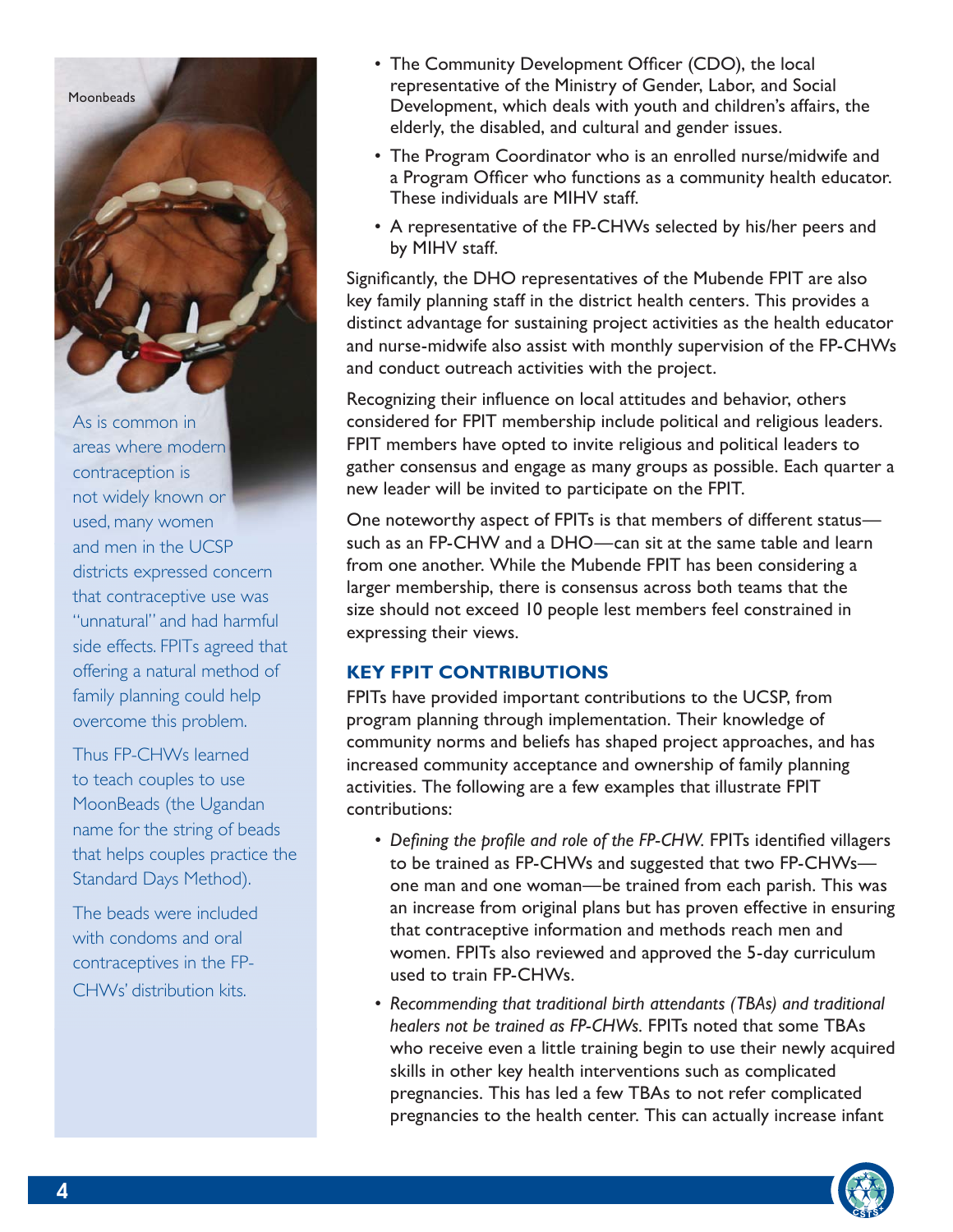Moonbeads

As is common in areas where modern contraception is not widely known or used, many women and men in the UCSP districts expressed concern that contraceptive use was "unnatural" and had harmful side effects. FPITs agreed that offering a natural method of family planning could help overcome this problem.

Thus FP-CHWs learned to teach couples to use MoonBeads (the Ugandan name for the string of beads that helps couples practice the Standard Days Method).

The beads were included with condoms and oral contraceptives in the FP-CHWs' distribution kits.

- The Community Development Officer (CDO), the local representative of the Ministry of Gender, Labor, and Social Development, which deals with youth and children's affairs, the elderly, the disabled, and cultural and gender issues.
- The Program Coordinator who is an enrolled nurse/midwife and a Program Officer who functions as a community health educator. These individuals are MIHV staff.
- A representative of the FP-CHWs selected by his/her peers and by MIHV staff.

Significantly, the DHO representatives of the Mubende FPIT are also key family planning staff in the district health centers. This provides a distinct advantage for sustaining project activities as the health educator and nurse-midwife also assist with monthly supervision of the FP-CHWs and conduct outreach activities with the project.

Recognizing their influence on local attitudes and behavior, others considered for FPIT membership include political and religious leaders. FPIT members have opted to invite religious and political leaders to gather consensus and engage as many groups as possible. Each quarter a new leader will be invited to participate on the FPIT.

One noteworthy aspect of FPITs is that members of different status—such as an FP-CHW and a DHO—can sit at the same table and learn from one another. While the Mubende FPIT has been considering a larger membership, there is consensus across both teams that the size should not exceed 10 people lest members feel constrained in expressing their views.

## KEY FPIT CONTRIBUTIONS

FPITs have provided important contributions to the UCSP, from program planning through implementation. Their knowledge of community norms and beliefs has shaped project approaches, and has increased community acceptance and ownership of family planning activities. The following are a few examples that illustrate FPIT contributions:

- *Defining the profile and role of the FP-CHW.* FPITs identified villagers to be trained as FP-CHWs and suggested that two FP-CHWs—one man and one woman—be trained from each parish. This was an increase from original plans but has proven effective in ensuring that contraceptive information and methods reach men and women. FPITs also reviewed and approved the 5-day curriculum used to train FP-CHWs.
- *Recommending that traditional birth attendants (TBAs) and traditional healers not be trained as FP-CHWs.* FPITs noted that some TBAs who receive even a little training begin to use their newly acquired skills in other key health interventions such as complicated pregnancies. This has led a few TBAs to not refer complicated pregnancies to the health center. This can actually increase infant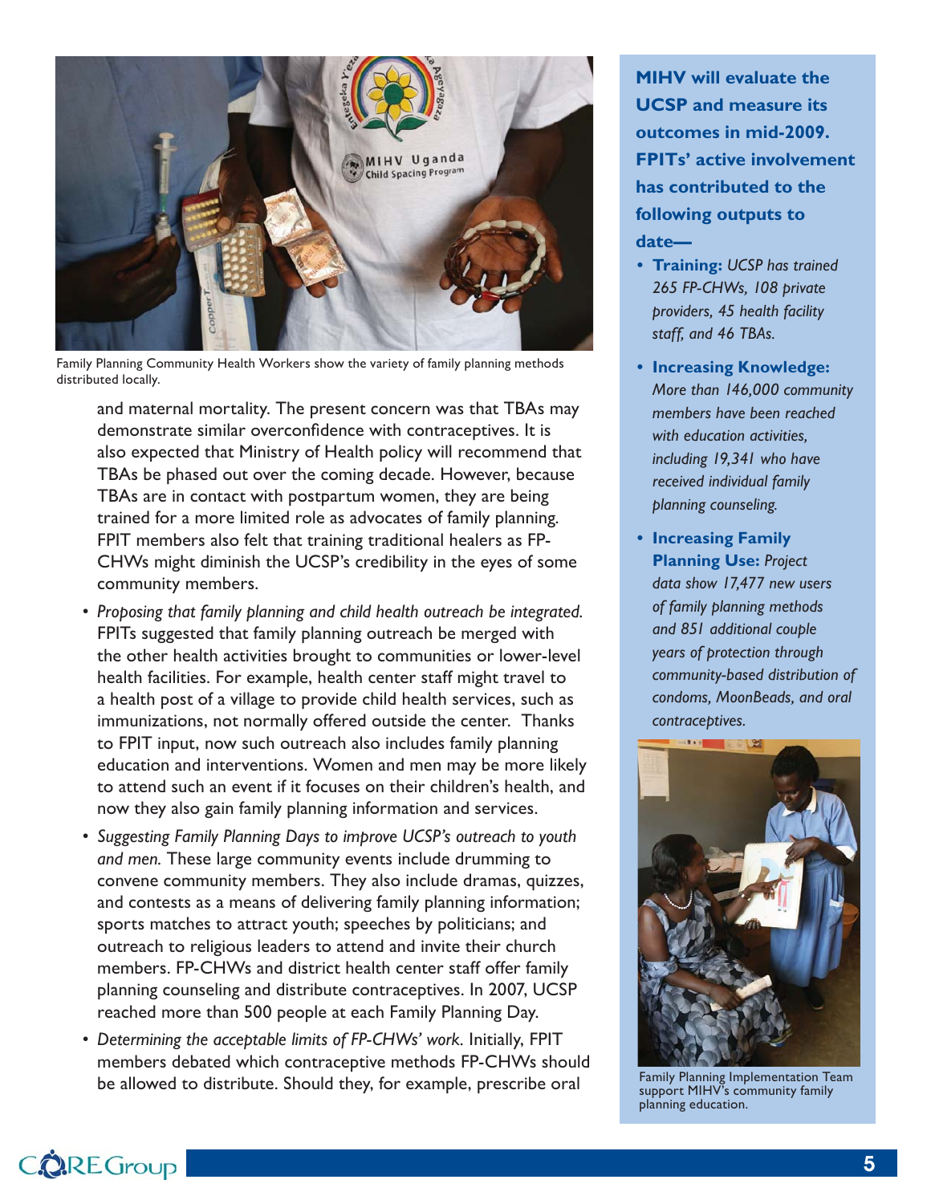Family Planning Community Health Workers show the variety of family planning methods distributed locally.

and maternal mortality. The present concern was that TBAs may demonstrate similar overconfidence with contraceptives. It is also expected that Ministry of Health policy will recommend that TBAs be phased out over the coming decade. However, because TBAs are in contact with postpartum women, they are being trained for a more limited role as advocates of family planning. FPIT members also felt that training traditional healers as FP-CHWs might diminish the UCSP's credibility in the eyes of some community members.

- *Proposing that family planning and child health outreach be integrated.* FPITs suggested that family planning outreach be merged with the other health activities brought to communities or lower-level health facilities. For example, health center staff might travel to a health post of a village to provide child health services, such as immunizations, not normally offered outside the center. Thanks to FPIT input, now such outreach also includes family planning education and interventions. Women and men may be more likely to attend such an event if it focuses on their children's health, and now they also gain family planning information and services.
- *Suggesting Family Planning Days to improve UCSP's outreach to youth and men.* These large community events include drumming to convene community members. They also include dramas, quizzes, and contests as a means of delivering family planning information; sports matches to attract youth; speeches by politicians; and outreach to religious leaders to attend and invite their church members. FP-CHWs and district health center staff offer family planning counseling and distribute contraceptives. In 2007, UCSP reached more than 500 people at each Family Planning Day.
- *Determining the acceptable limits of FP-CHWs' work.* Initially, FPIT members debated which contraceptive methods FP-CHWs should be allowed to distribute. Should they, for example, prescribe oral

**MIHV will evaluate the UCSP and measure its outcomes in mid-2009. FPITs' active involvement has contributed to the following outputs to date—**

- **Training:** *UCSP has trained 265 FP-CHWs, 108 private providers, 45 health facility staff, and 46 TBAs.*
- **Increasing Knowledge:** *More than 146,000 community members have been reached with education activities, including 19,341 who have received individual family planning counseling.*
- **Increasing Family Planning Use:** *Project data show 17,477 new users of family planning methods and 851 additional couple years of protection through community-based distribution of condoms, MoonBeads, and oral contraceptives.*

Family Planning Implementation Team support MIHV's community family planning education.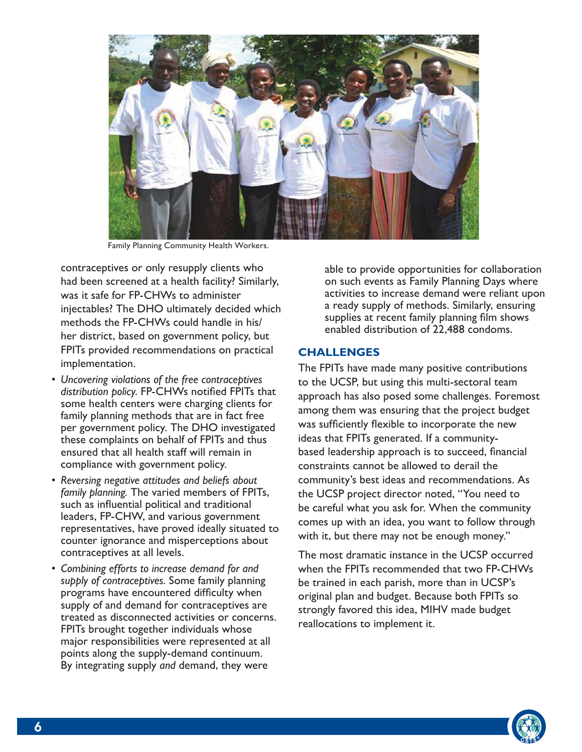Family Planning Community Health Workers.

contraceptives or only resupply clients who had been screened at a health facility? Similarly, was it safe for FP-CHWs to administer injectables? The DHO ultimately decided which methods the FP-CHWs could handle in his/her district, based on government policy, but FPITs provided recommendations on practical implementation.

- *Uncovering violations of the free contraceptives distribution policy.* FP-CHWs notified FPITs that some health centers were charging clients for family planning methods that are in fact free per government policy. The DHO investigated these complaints on behalf of FPITs and thus ensured that all health staff will remain in compliance with government policy.
- *Reversing negative attitudes and beliefs about family planning.* The varied members of FPITs, such as influential political and traditional leaders, FP-CHW, and various government representatives, have proved ideally situated to counter ignorance and misperceptions about contraceptives at all levels.
- *Combining efforts to increase demand for and supply of contraceptives.* Some family planning programs have encountered difficulty when supply of and demand for contraceptives are treated as disconnected activities or concerns. FPITs brought together individuals whose major responsibilities were represented at all points along the supply-demand continuum. By integrating supply *and* demand, they were able to provide opportunities for collaboration on such events as Family Planning Days where activities to increase demand were reliant upon a ready supply of methods. Similarly, ensuring supplies at recent family planning film shows enabled distribution of 22,488 condoms.

## CHALLENGES

The FPITs have made many positive contributions to the UCSP, but using this multi-sectoral team approach has also posed some challenges. Foremost among them was ensuring that the project budget was sufficiently flexible to incorporate the new ideas that FPITs generated. If a community-based leadership approach is to succeed, financial constraints cannot be allowed to derail the community's best ideas and recommendations. As the UCSP project director noted, "You need to be careful what you ask for. When the community comes up with an idea, you want to follow through with it, but there may not be enough money."

The most dramatic instance in the UCSP occurred when the FPITs recommended that two FP-CHWs be trained in each parish, more than in UCSP's original plan and budget. Because both FPITs so strongly favored this idea, MIHV made budget reallocations to implement it.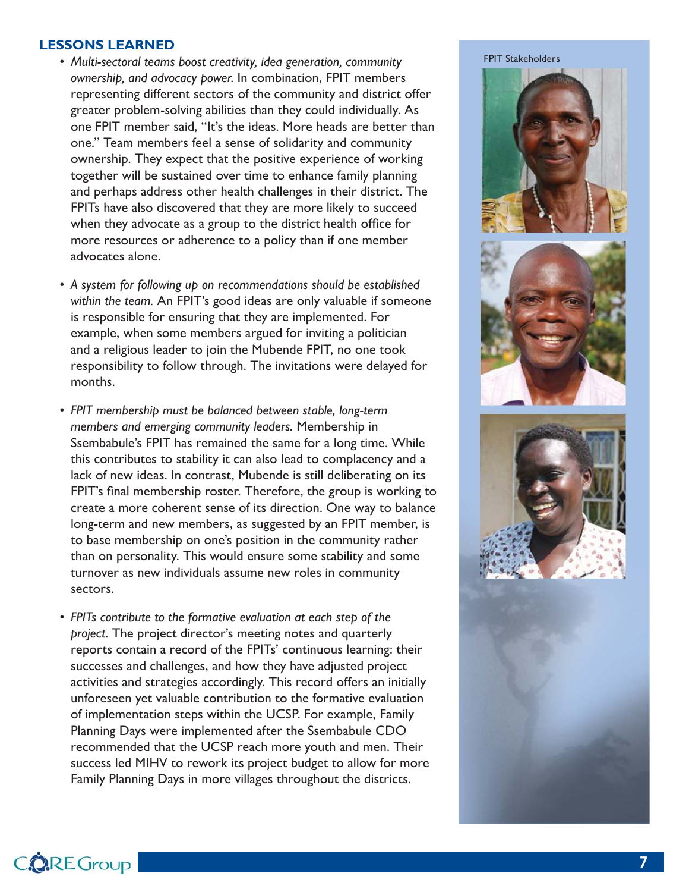## LESSONS LEARNED

- *Multi-sectoral teams boost creativity, idea generation, community ownership, and advocacy power.* In combination, FPIT members representing different sectors of the community and district offer greater problem-solving abilities than they could individually. As one FPIT member said, "It's the ideas. More heads are better than one." Team members feel a sense of solidarity and community ownership. They expect that the positive experience of working together will be sustained over time to enhance family planning and perhaps address other health challenges in their district. The FPITs have also discovered that they are more likely to succeed when they advocate as a group to the district health office for more resources or adherence to a policy than if one member advocates alone.

- *A system for following up on recommendations should be established within the team.* An FPIT's good ideas are only valuable if someone is responsible for ensuring that they are implemented. For example, when some members argued for inviting a politician and a religious leader to join the Mubende FPIT, no one took responsibility to follow through. The invitations were delayed for months.

- *FPIT membership must be balanced between stable, long-term members and emerging community leaders.* Membership in Ssembabule's FPIT has remained the same for a long time. While this contributes to stability it can also lead to complacency and a lack of new ideas. In contrast, Mubende is still deliberating on its FPIT's final membership roster. Therefore, the group is working to create a more coherent sense of its direction. One way to balance long-term and new members, as suggested by an FPIT member, is to base membership on one's position in the community rather than on personality. This would ensure some stability and some turnover as new individuals assume new roles in community sectors.

- *FPITs contribute to the formative evaluation at each step of the project.* The project director's meeting notes and quarterly reports contain a record of the FPITs' continuous learning: their successes and challenges, and how they have adjusted project activities and strategies accordingly. This record offers an initially unforeseen yet valuable contribution to the formative evaluation of implementation steps within the UCSP. For example, Family Planning Days were implemented after the Ssembabule CDO recommended that the UCSP reach more youth and men. Their success led MIHV to rework its project budget to allow for more Family Planning Days in more villages throughout the districts.

FPIT Stakeholders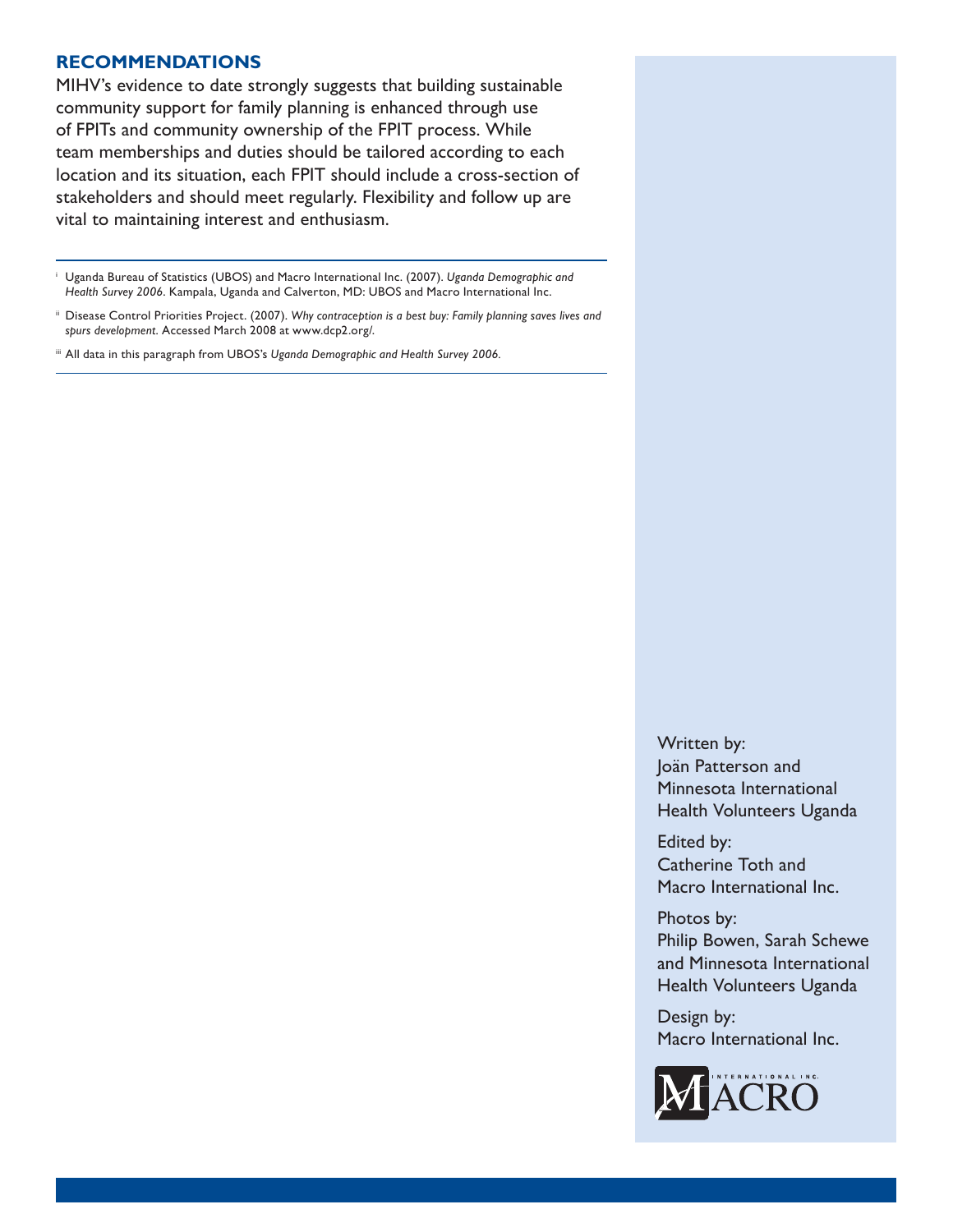## RECOMMENDATIONS

MIHV's evidence to date strongly suggests that building sustainable community support for family planning is enhanced through use of FPITs and community ownership of the FPIT process. While team memberships and duties should be tailored according to each location and its situation, each FPIT should include a cross-section of stakeholders and should meet regularly. Flexibility and follow up are vital to maintaining interest and enthusiasm.

---

[i] Uganda Bureau of Statistics (UBOS) and Macro International Inc. (2007). *Uganda Demographic and Health Survey 2006*. Kampala, Uganda and Calverton, MD: UBOS and Macro International Inc.

[ii] Disease Control Priorities Project. (2007). *Why contraception is a best buy: Family planning saves lives and spurs development*. Accessed March 2008 at www.dcp2.org/.

[iii] All data in this paragraph from UBOS's *Uganda Demographic and Health Survey 2006*.

---

Written by:
Joän Patterson and
Minnesota International
Health Volunteers Uganda

Edited by:
Catherine Toth and
Macro International Inc.

Photos by:
Philip Bowen, Sarah Schewe
and Minnesota International
Health Volunteers Uganda

Design by:
Macro International Inc.

MACRO INTERNATIONAL INC.